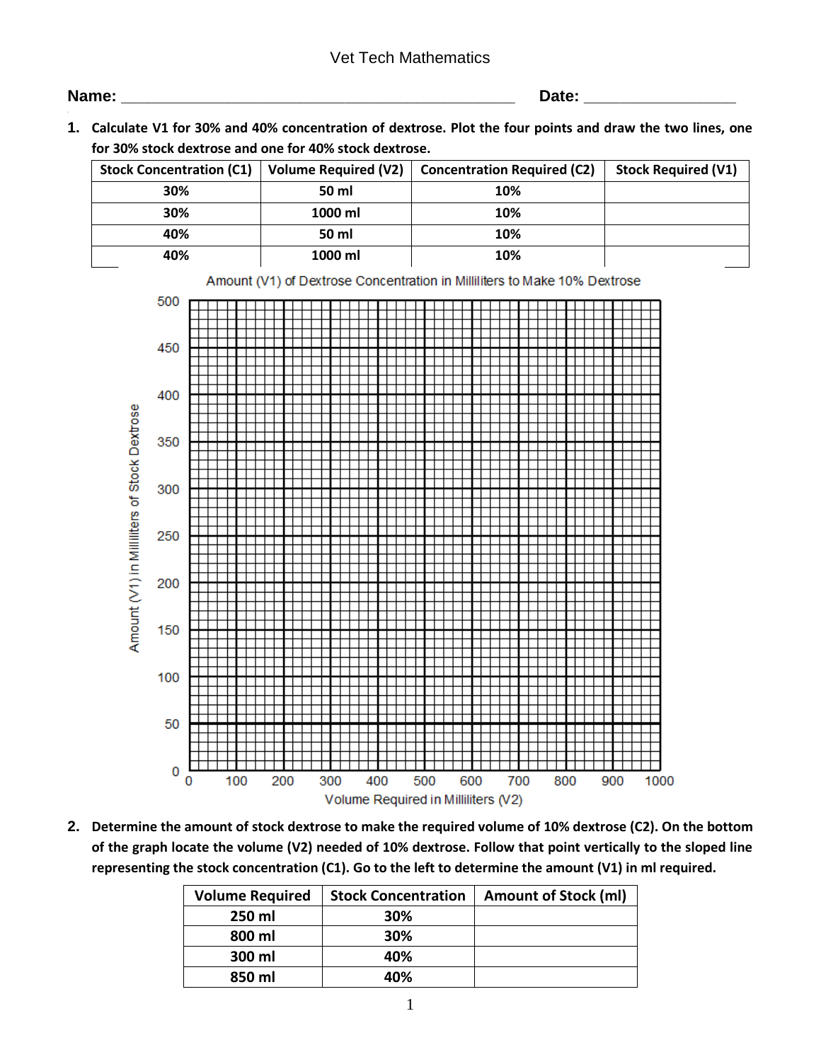Vet Tech Mathematics

**Name:** ____________________________________________ **Date:** ________________

1. **Calculate V1 for 30% and 40% concentration of dextrose. Plot the four points and draw the two lines, one for 30% stock dextrose and one for 40% stock dextrose.**

| Stock Concentration (C1) | Volume Required (V2) | Concentration Required (C2) | Stock Required (V1) |
|---|---|---|---|
| 30% | 50 ml | 10% | |
| 30% | 1000 ml | 10% | |
| 40% | 50 ml | 10% | |
| 40% | 1000 ml | 10% | |

Amount (V1) of Dextrose Concentration in Milliliters to Make 10% Dextrose

(Graph: y-axis "Amount (V1) in Milliliters of Stock Dextrose", 0 to 500; x-axis "Volume Required in Milliliters (V2)", 0 to 1000)

2. **Determine the amount of stock dextrose to make the required volume of 10% dextrose (C2). On the bottom of the graph locate the volume (V2) needed of 10% dextrose. Follow that point vertically to the sloped line representing the stock concentration (C1). Go to the left to determine the amount (V1) in ml required.**

| Volume Required | Stock Concentration | Amount of Stock (ml) |
|---|---|---|
| 250 ml | 30% | |
| 800 ml | 30% | |
| 300 ml | 40% | |
| 850 ml | 40% | |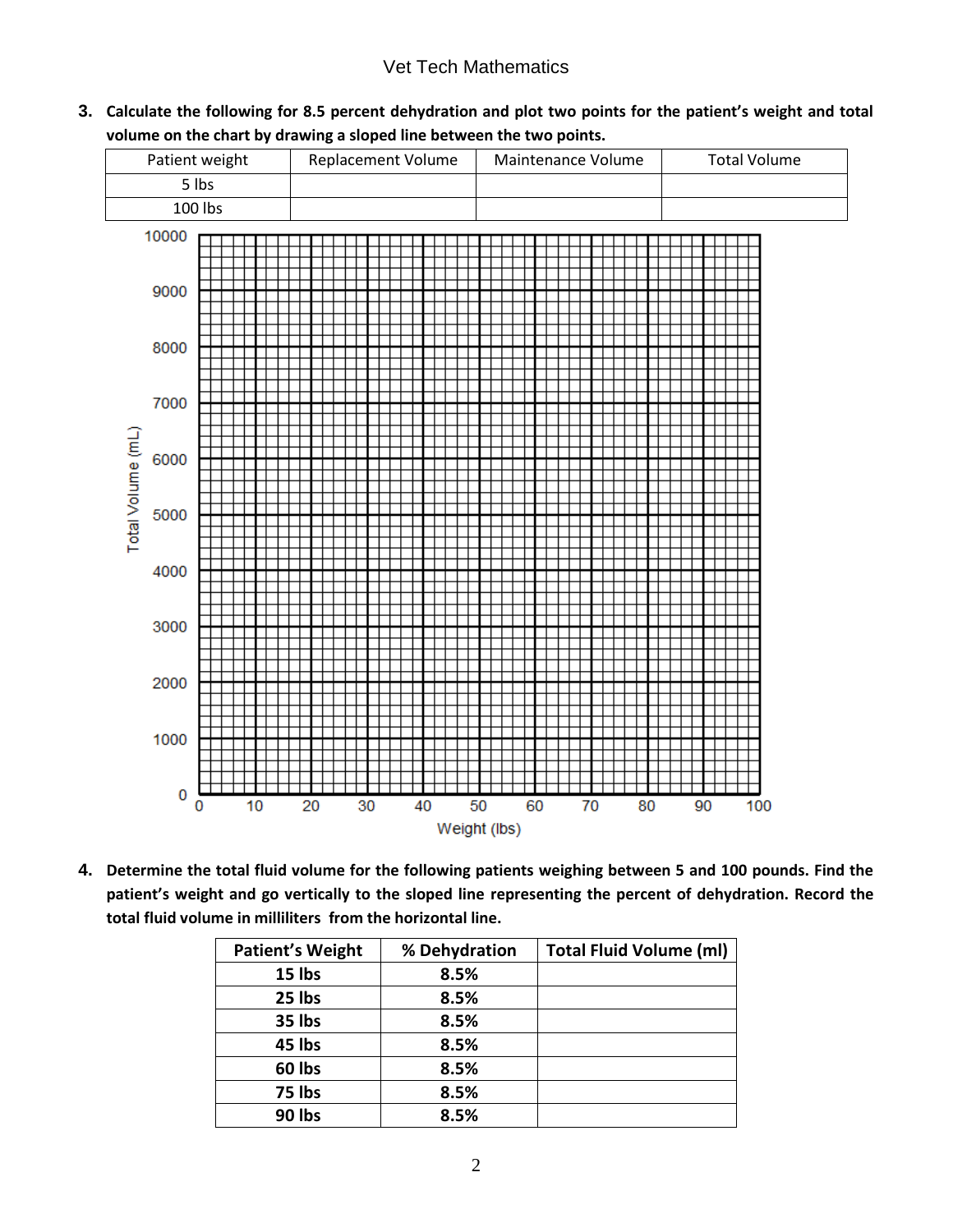3. **Calculate the following for 8.5 percent dehydration and plot two points for the patient's weight and total volume on the chart by drawing a sloped line between the two points.**

| Patient weight | Replacement Volume | Maintenance Volume | Total Volume |
| --- | --- | --- | --- |
| 5 lbs | | | |
| 100 lbs | | | |

Total Volume (mL): 0, 1000, 2000, 3000, 4000, 5000, 6000, 7000, 8000, 9000, 10000

Weight (lbs): 0, 10, 20, 30, 40, 50, 60, 70, 80, 90, 100

4. **Determine the total fluid volume for the following patients weighing between 5 and 100 pounds. Find the patient's weight and go vertically to the sloped line representing the percent of dehydration. Record the total fluid volume in milliliters from the horizontal line.**

| Patient's Weight | % Dehydration | Total Fluid Volume (ml) |
| --- | --- | --- |
| 15 lbs | 8.5% | |
| 25 lbs | 8.5% | |
| 35 lbs | 8.5% | |
| 45 lbs | 8.5% | |
| 60 lbs | 8.5% | |
| 75 lbs | 8.5% | |
| 90 lbs | 8.5% | |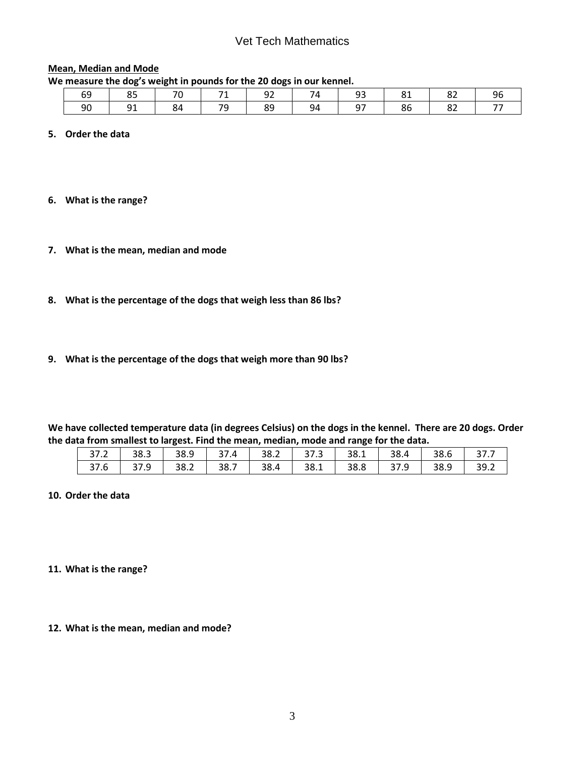**Mean, Median and Mode**

**We measure the dog's weight in pounds for the 20 dogs in our kennel.**

| | | | | | | | | | |
|---|---|---|---|---|---|---|---|---|---|
| 69 | 85 | 70 | 71 | 92 | 74 | 93 | 81 | 82 | 96 |
| 90 | 91 | 84 | 79 | 89 | 94 | 97 | 86 | 82 | 77 |

5. **Order the data**

6. **What is the range?**

7. **What is the mean, median and mode**

8. **What is the percentage of the dogs that weigh less than 86 lbs?**

9. **What is the percentage of the dogs that weigh more than 90 lbs?**

**We have collected temperature data (in degrees Celsius) on the dogs in the kennel. There are 20 dogs. Order the data from smallest to largest. Find the mean, median, mode and range for the data.**

| | | | | | | | | | |
|---|---|---|---|---|---|---|---|---|---|
| 37.2 | 38.3 | 38.9 | 37.4 | 38.2 | 37.3 | 38.1 | 38.4 | 38.6 | 37.7 |
| 37.6 | 37.9 | 38.2 | 38.7 | 38.4 | 38.1 | 38.8 | 37.9 | 38.9 | 39.2 |

10. **Order the data**

11. **What is the range?**

12. **What is the mean, median and mode?**